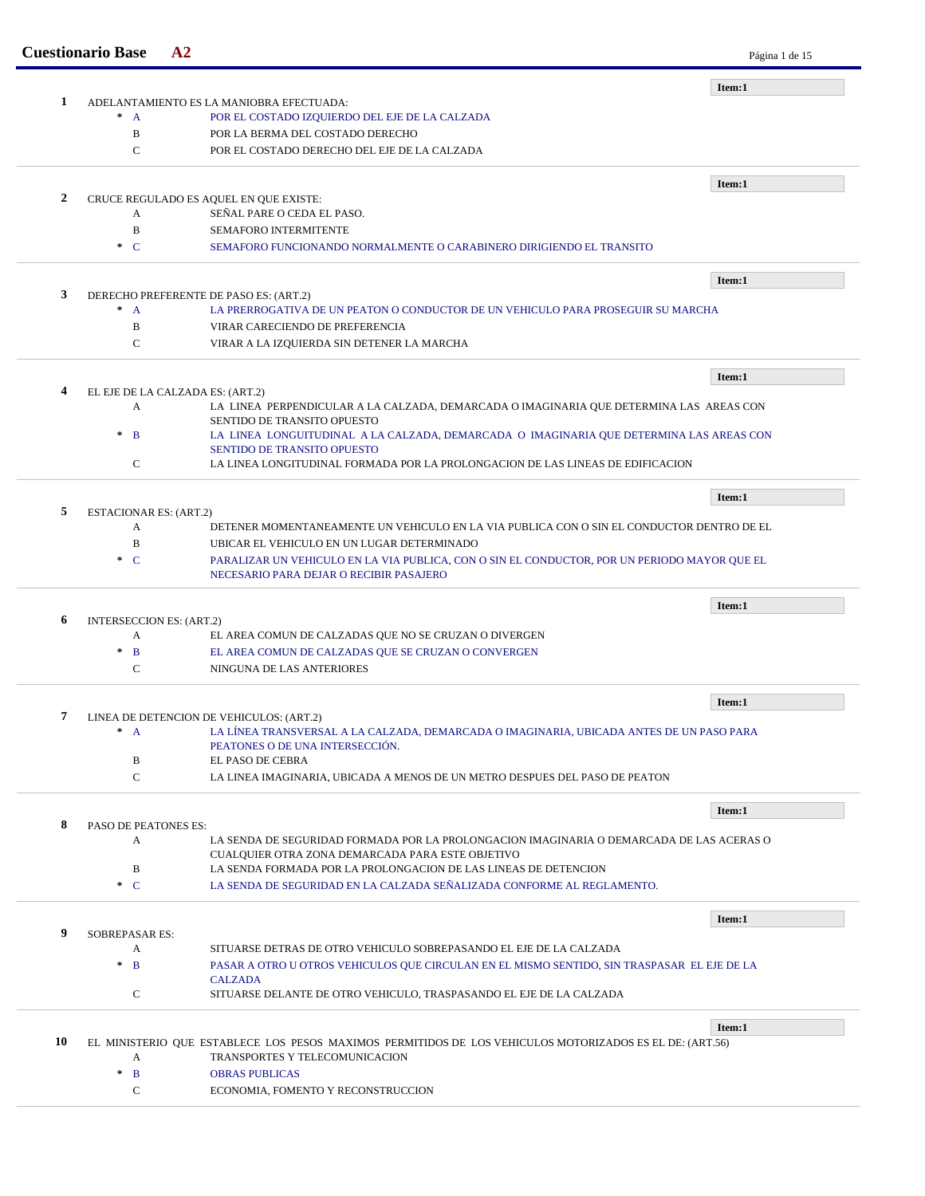# Cuestionario Base A2

**1** ADELANTAMIENTO ES LA MANIOBRA EFECTUADA: **Item:1**

- * A — POR EL COSTADO IZQUIERDO DEL EJE DE LA CALZADA
- B — POR LA BERMA DEL COSTADO DERECHO
- C — POR EL COSTADO DERECHO DEL EJE DE LA CALZADA

---

**2** CRUCE REGULADO ES AQUEL EN QUE EXISTE: **Item:1**

- A — SEÑAL PARE O CEDA EL PASO.
- B — SEMAFORO INTERMITENTE
- * C — SEMAFORO FUNCIONANDO NORMALMENTE O CARABINERO DIRIGIENDO EL TRANSITO

---

**3** DERECHO PREFERENTE DE PASO ES: (ART.2) **Item:1**

- * A — LA PRERROGATIVA DE UN PEATON O CONDUCTOR DE UN VEHICULO PARA PROSEGUIR SU MARCHA
- B — VIRAR CARECIENDO DE PREFERENCIA
- C — VIRAR A LA IZQUIERDA SIN DETENER LA MARCHA

---

**4** EL EJE DE LA CALZADA ES: (ART.2) **Item:1**

- A — LA LINEA PERPENDICULAR A LA CALZADA, DEMARCADA O IMAGINARIA QUE DETERMINA LAS AREAS CON SENTIDO DE TRANSITO OPUESTO
- * B — LA LINEA LONGUITUDINAL A LA CALZADA, DEMARCADA O IMAGINARIA QUE DETERMINA LAS AREAS CON SENTIDO DE TRANSITO OPUESTO
- C — LA LINEA LONGITUDINAL FORMADA POR LA PROLONGACION DE LAS LINEAS DE EDIFICACION

---

**5** ESTACIONAR ES: (ART.2) **Item:1**

- A — DETENER MOMENTANEAMENTE UN VEHICULO EN LA VIA PUBLICA CON O SIN EL CONDUCTOR DENTRO DE EL
- B — UBICAR EL VEHICULO EN UN LUGAR DETERMINADO
- * C — PARALIZAR UN VEHICULO EN LA VIA PUBLICA, CON O SIN EL CONDUCTOR, POR UN PERIODO MAYOR QUE EL NECESARIO PARA DEJAR O RECIBIR PASAJERO

---

**6** INTERSECCION ES: (ART.2) **Item:1**

- A — EL AREA COMUN DE CALZADAS QUE NO SE CRUZAN O DIVERGEN
- * B — EL AREA COMUN DE CALZADAS QUE SE CRUZAN O CONVERGEN
- C — NINGUNA DE LAS ANTERIORES

---

**7** LINEA DE DETENCION DE VEHICULOS: (ART.2) **Item:1**

- * A — LA LÍNEA TRANSVERSAL A LA CALZADA, DEMARCADA O IMAGINARIA, UBICADA ANTES DE UN PASO PARA PEATONES O DE UNA INTERSECCIÓN.
- B — EL PASO DE CEBRA
- C — LA LINEA IMAGINARIA, UBICADA A MENOS DE UN METRO DESPUES DEL PASO DE PEATON

---

**8** PASO DE PEATONES ES: **Item:1**

- A — LA SENDA DE SEGURIDAD FORMADA POR LA PROLONGACION IMAGINARIA O DEMARCADA DE LAS ACERAS O CUALQUIER OTRA ZONA DEMARCADA PARA ESTE OBJETIVO
- B — LA SENDA FORMADA POR LA PROLONGACION DE LAS LINEAS DE DETENCION
- * C — LA SENDA DE SEGURIDAD EN LA CALZADA SEÑALIZADA CONFORME AL REGLAMENTO.

---

**9** SOBREPASAR ES: **Item:1**

- A — SITUARSE DETRAS DE OTRO VEHICULO SOBREPASANDO EL EJE DE LA CALZADA
- * B — PASAR A OTRO U OTROS VEHICULOS QUE CIRCULAN EN EL MISMO SENTIDO, SIN TRASPASAR EL EJE DE LA CALZADA
- C — SITUARSE DELANTE DE OTRO VEHICULO, TRASPASANDO EL EJE DE LA CALZADA

---

**10** EL MINISTERIO QUE ESTABLECE LOS PESOS MAXIMOS PERMITIDOS DE LOS VEHICULOS MOTORIZADOS ES EL DE: (ART.56) **Item:1**

- A — TRANSPORTES Y TELECOMUNICACION
- * B — OBRAS PUBLICAS
- C — ECONOMIA, FOMENTO Y RECONSTRUCCION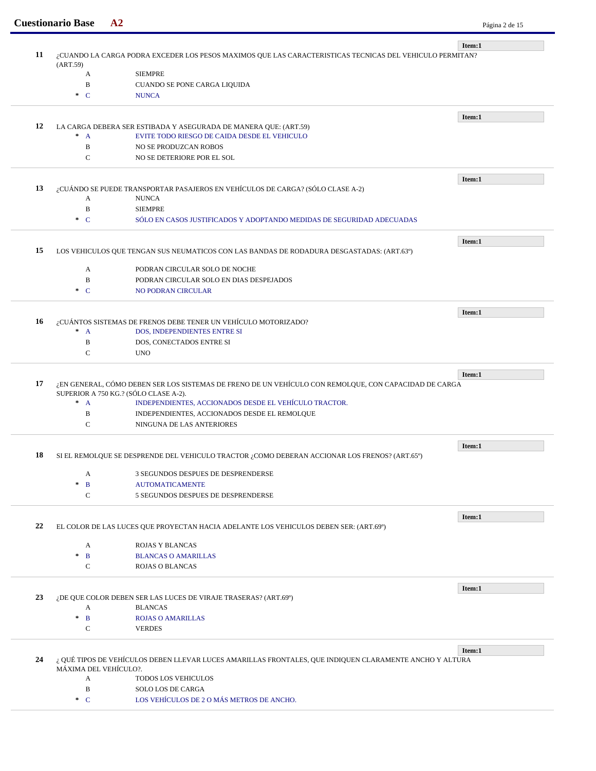**Item:1**

**11** ¿CUANDO LA CARGA PODRA EXCEDER LOS PESOS MAXIMOS QUE LAS CARACTERISTICAS TECNICAS DEL VEHICULO PERMITAN? (ART.59)

- A SIEMPRE
- B CUANDO SE PONE CARGA LIQUIDA
- * C NUNCA

---

**Item:1**

**12** LA CARGA DEBERA SER ESTIBADA Y ASEGURADA DE MANERA QUE: (ART.59)

- * A EVITE TODO RIESGO DE CAIDA DESDE EL VEHICULO
- B NO SE PRODUZCAN ROBOS
- C NO SE DETERIORE POR EL SOL

---

**Item:1**

**13** ¿CUÁNDO SE PUEDE TRANSPORTAR PASAJEROS EN VEHÍCULOS DE CARGA? (SÓLO CLASE A-2)

- A NUNCA
- B SIEMPRE
- * C SÓLO EN CASOS JUSTIFICADOS Y ADOPTANDO MEDIDAS DE SEGURIDAD ADECUADAS

---

**Item:1**

**15** LOS VEHICULOS QUE TENGAN SUS NEUMATICOS CON LAS BANDAS DE RODADURA DESGASTADAS: (ART.63º)

- A PODRAN CIRCULAR SOLO DE NOCHE
- B PODRAN CIRCULAR SOLO EN DIAS DESPEJADOS
- * C NO PODRAN CIRCULAR

---

**Item:1**

**16** ¿CUÁNTOS SISTEMAS DE FRENOS DEBE TENER UN VEHÍCULO MOTORIZADO?

- * A DOS, INDEPENDIENTES ENTRE SI
- B DOS, CONECTADOS ENTRE SI
- C UNO

---

**Item:1**

**17** ¿EN GENERAL, CÓMO DEBEN SER LOS SISTEMAS DE FRENO DE UN VEHÍCULO CON REMOLQUE, CON CAPACIDAD DE CARGA SUPERIOR A 750 KG.? (SÓLO CLASE A-2).

- * A INDEPENDIENTES, ACCIONADOS DESDE EL VEHÍCULO TRACTOR.
- B INDEPENDIENTES, ACCIONADOS DESDE EL REMOLQUE
- C NINGUNA DE LAS ANTERIORES

---

**Item:1**

**18** SI EL REMOLQUE SE DESPRENDE DEL VEHICULO TRACTOR ¿COMO DEBERAN ACCIONAR LOS FRENOS? (ART.65º)

- A 3 SEGUNDOS DESPUES DE DESPRENDERSE
- * B AUTOMATICAMENTE
- C 5 SEGUNDOS DESPUES DE DESPRENDERSE

---

**Item:1**

**22** EL COLOR DE LAS LUCES QUE PROYECTAN HACIA ADELANTE LOS VEHICULOS DEBEN SER: (ART.69º)

- A ROJAS Y BLANCAS
- * B BLANCAS O AMARILLAS
- C ROJAS O BLANCAS

---

**Item:1**

**23** ¿DE QUE COLOR DEBEN SER LAS LUCES DE VIRAJE TRASERAS? (ART.69º)

- A BLANCAS
- * B ROJAS O AMARILLAS
- C VERDES

---

**Item:1**

**24** ¿ QUÉ TIPOS DE VEHÍCULOS DEBEN LLEVAR LUCES AMARILLAS FRONTALES, QUE INDIQUEN CLARAMENTE ANCHO Y ALTURA MÁXIMA DEL VEHÍCULO?.

- A TODOS LOS VEHICULOS
- B SOLO LOS DE CARGA
- * C LOS VEHÍCULOS DE 2 O MÁS METROS DE ANCHO.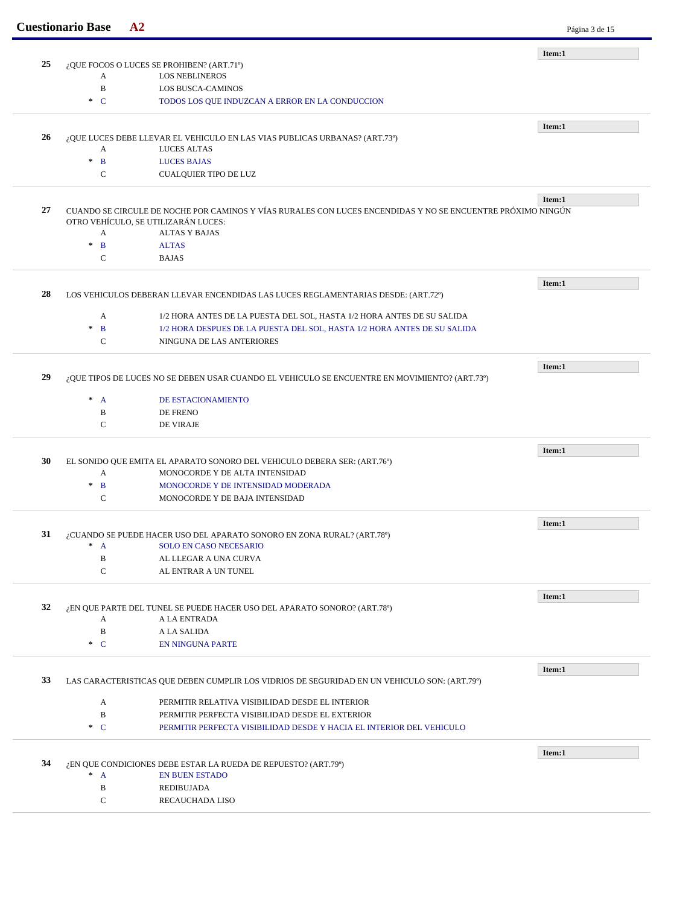**Item:1**

**25** ¿QUE FOCOS O LUCES SE PROHIBEN? (ART.71º)

- A LOS NEBLINEROS
- B LOS BUSCA-CAMINOS
- * C TODOS LOS QUE INDUZCAN A ERROR EN LA CONDUCCION

---

**Item:1**

**26** ¿QUE LUCES DEBE LLEVAR EL VEHICULO EN LAS VIAS PUBLICAS URBANAS? (ART.73º)

- A LUCES ALTAS
- * B LUCES BAJAS
- C CUALQUIER TIPO DE LUZ

---

**Item:1**

**27** CUANDO SE CIRCULE DE NOCHE POR CAMINOS Y VÍAS RURALES CON LUCES ENCENDIDAS Y NO SE ENCUENTRE PRÓXIMO NINGÚN OTRO VEHÍCULO, SE UTILIZARÁN LUCES:

- A ALTAS Y BAJAS
- * B ALTAS
- C BAJAS

---

**Item:1**

**28** LOS VEHICULOS DEBERAN LLEVAR ENCENDIDAS LAS LUCES REGLAMENTARIAS DESDE: (ART.72º)

- A 1/2 HORA ANTES DE LA PUESTA DEL SOL, HASTA 1/2 HORA ANTES DE SU SALIDA
- * B 1/2 HORA DESPUES DE LA PUESTA DEL SOL, HASTA 1/2 HORA ANTES DE SU SALIDA
- C NINGUNA DE LAS ANTERIORES

---

**Item:1**

**29** ¿QUE TIPOS DE LUCES NO SE DEBEN USAR CUANDO EL VEHICULO SE ENCUENTRE EN MOVIMIENTO? (ART.73º)

- * A DE ESTACIONAMIENTO
- B DE FRENO
- C DE VIRAJE

---

**Item:1**

**30** EL SONIDO QUE EMITA EL APARATO SONORO DEL VEHICULO DEBERA SER: (ART.76º)

- A MONOCORDE Y DE ALTA INTENSIDAD
- * B MONOCORDE Y DE INTENSIDAD MODERADA
- C MONOCORDE Y DE BAJA INTENSIDAD

---

**Item:1**

**31** ¿CUANDO SE PUEDE HACER USO DEL APARATO SONORO EN ZONA RURAL? (ART.78º)

- * A SOLO EN CASO NECESARIO
- B AL LLEGAR A UNA CURVA
- C AL ENTRAR A UN TUNEL

---

**Item:1**

**32** ¿EN QUE PARTE DEL TUNEL SE PUEDE HACER USO DEL APARATO SONORO? (ART.78º)

- A A LA ENTRADA
- B A LA SALIDA
- * C EN NINGUNA PARTE

---

**Item:1**

**33** LAS CARACTERISTICAS QUE DEBEN CUMPLIR LOS VIDRIOS DE SEGURIDAD EN UN VEHICULO SON: (ART.79º)

- A PERMITIR RELATIVA VISIBILIDAD DESDE EL INTERIOR
- B PERMITIR PERFECTA VISIBILIDAD DESDE EL EXTERIOR
- * C PERMITIR PERFECTA VISIBILIDAD DESDE Y HACIA EL INTERIOR DEL VEHICULO

---

**Item:1**

**34** ¿EN QUE CONDICIONES DEBE ESTAR LA RUEDA DE REPUESTO? (ART.79º)

- * A EN BUEN ESTADO
- B REDIBUJADA
- C RECAUCHADA LISO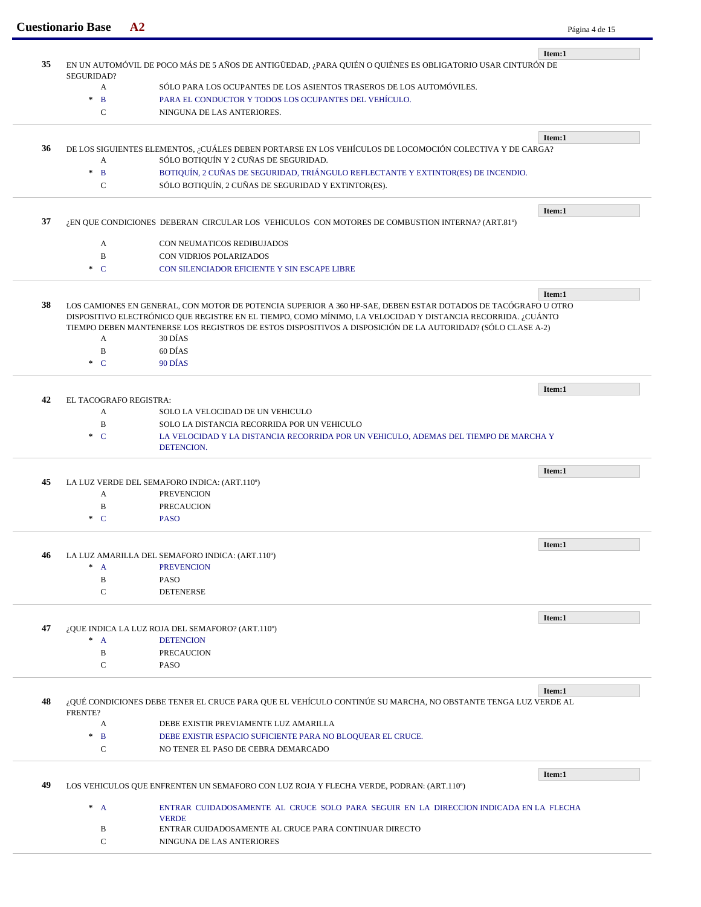**Item:1**

**35** EN UN AUTOMÓVIL DE POCO MÁS DE 5 AÑOS DE ANTIGÜEDAD, ¿PARA QUIÉN O QUIÉNES ES OBLIGATORIO USAR CINTURÓN DE SEGURIDAD?

- A SÓLO PARA LOS OCUPANTES DE LOS ASIENTOS TRASEROS DE LOS AUTOMÓVILES.
- \* B PARA EL CONDUCTOR Y TODOS LOS OCUPANTES DEL VEHÍCULO.
- C NINGUNA DE LAS ANTERIORES.

---

**Item:1**

**36** DE LOS SIGUIENTES ELEMENTOS, ¿CUÁLES DEBEN PORTARSE EN LOS VEHÍCULOS DE LOCOMOCIÓN COLECTIVA Y DE CARGA?

- A SÓLO BOTIQUÍN Y 2 CUÑAS DE SEGURIDAD.
- \* B BOTIQUÍN, 2 CUÑAS DE SEGURIDAD, TRIÁNGULO REFLECTANTE Y EXTINTOR(ES) DE INCENDIO.
- C SÓLO BOTIQUÍN, 2 CUÑAS DE SEGURIDAD Y EXTINTOR(ES).

---

**Item:1**

**37** ¿EN QUE CONDICIONES DEBERAN CIRCULAR LOS VEHICULOS CON MOTORES DE COMBUSTION INTERNA? (ART.81º)

- A CON NEUMATICOS REDIBUJADOS
- B CON VIDRIOS POLARIZADOS
- \* C CON SILENCIADOR EFICIENTE Y SIN ESCAPE LIBRE

---

**Item:1**

**38** LOS CAMIONES EN GENERAL, CON MOTOR DE POTENCIA SUPERIOR A 360 HP-SAE, DEBEN ESTAR DOTADOS DE TACÓGRAFO U OTRO DISPOSITIVO ELECTRÓNICO QUE REGISTRE EN EL TIEMPO, COMO MÍNIMO, LA VELOCIDAD Y DISTANCIA RECORRIDA. ¿CUÁNTO TIEMPO DEBEN MANTENERSE LOS REGISTROS DE ESTOS DISPOSITIVOS A DISPOSICIÓN DE LA AUTORIDAD? (SÓLO CLASE A-2)

- A 30 DÍAS
- B 60 DÍAS
- \* C 90 DÍAS

---

**Item:1**

**42** EL TACOGRAFO REGISTRA:

- A SOLO LA VELOCIDAD DE UN VEHICULO
- B SOLO LA DISTANCIA RECORRIDA POR UN VEHICULO
- \* C LA VELOCIDAD Y LA DISTANCIA RECORRIDA POR UN VEHICULO, ADEMAS DEL TIEMPO DE MARCHA Y DETENCION.

---

**Item:1**

**45** LA LUZ VERDE DEL SEMAFORO INDICA: (ART.110º)

- A PREVENCION
- B PRECAUCION
- \* C PASO

---

**Item:1**

**46** LA LUZ AMARILLA DEL SEMAFORO INDICA: (ART.110º)

- \* A PREVENCION
- B PASO
- C DETENERSE

---

**Item:1**

**47** ¿QUE INDICA LA LUZ ROJA DEL SEMAFORO? (ART.110º)

- \* A DETENCION
- B PRECAUCION
- C PASO

---

**Item:1**

**48** ¿QUÉ CONDICIONES DEBE TENER EL CRUCE PARA QUE EL VEHÍCULO CONTINÚE SU MARCHA, NO OBSTANTE TENGA LUZ VERDE AL FRENTE?

- A DEBE EXISTIR PREVIAMENTE LUZ AMARILLA
- \* B DEBE EXISTIR ESPACIO SUFICIENTE PARA NO BLOQUEAR EL CRUCE.
- C NO TENER EL PASO DE CEBRA DEMARCADO

---

**Item:1**

**49** LOS VEHICULOS QUE ENFRENTEN UN SEMAFORO CON LUZ ROJA Y FLECHA VERDE, PODRAN: (ART.110º)

- \* A ENTRAR CUIDADOSAMENTE AL CRUCE SOLO PARA SEGUIR EN LA DIRECCION INDICADA EN LA FLECHA VERDE
- B ENTRAR CUIDADOSAMENTE AL CRUCE PARA CONTINUAR DIRECTO
- C NINGUNA DE LAS ANTERIORES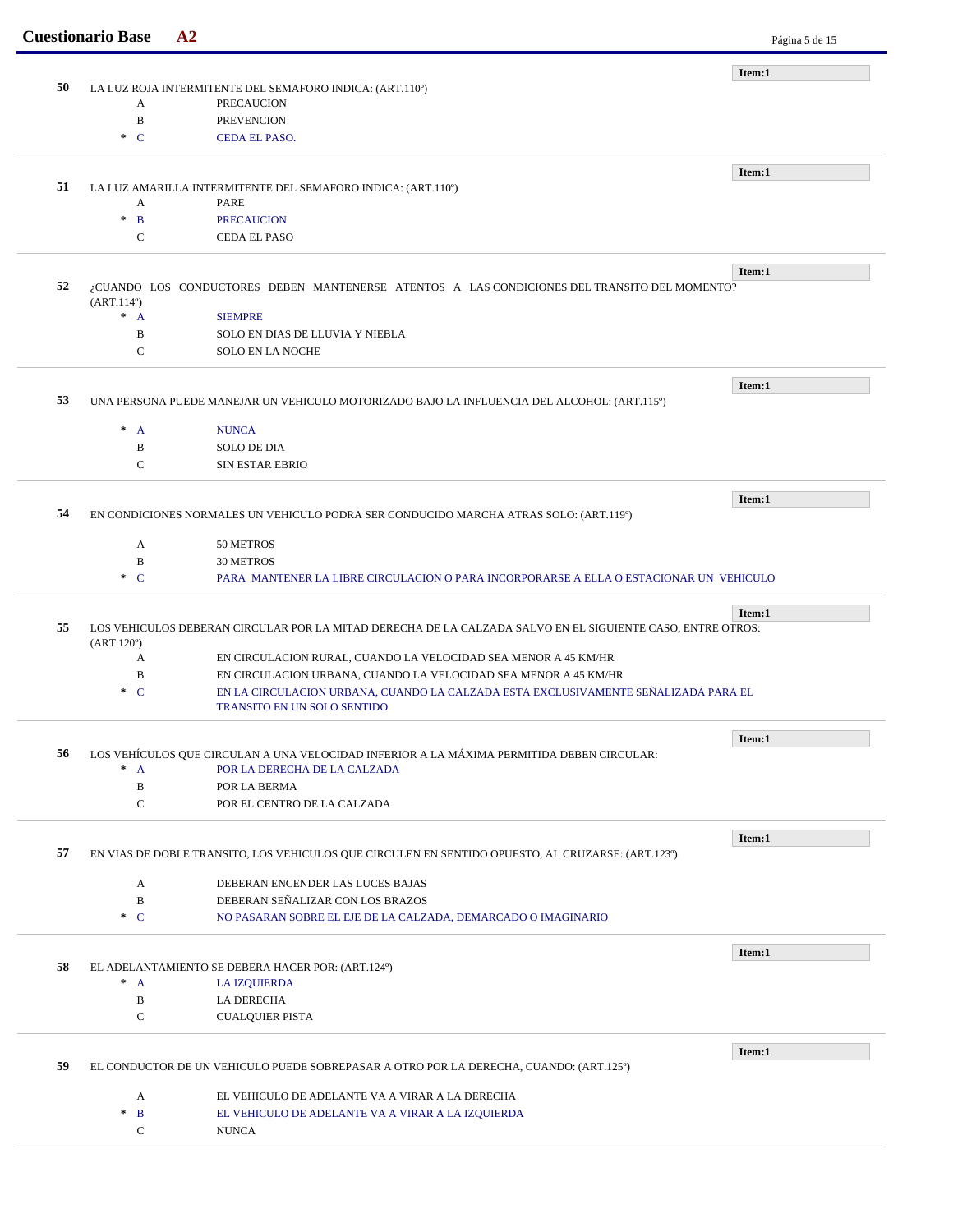**Item:1**

**50** LA LUZ ROJA INTERMITENTE DEL SEMAFORO INDICA: (ART.110º)

- A PRECAUCION
- B PREVENCION
- * C CEDA EL PASO.

---

**Item:1**

**51** LA LUZ AMARILLA INTERMITENTE DEL SEMAFORO INDICA: (ART.110º)

- A PARE
- * B PRECAUCION
- C CEDA EL PASO

---

**Item:1**

**52** ¿CUANDO LOS CONDUCTORES DEBEN MANTENERSE ATENTOS A LAS CONDICIONES DEL TRANSITO DEL MOMENTO? (ART.114º)

- * A SIEMPRE
- B SOLO EN DIAS DE LLUVIA Y NIEBLA
- C SOLO EN LA NOCHE

---

**Item:1**

**53** UNA PERSONA PUEDE MANEJAR UN VEHICULO MOTORIZADO BAJO LA INFLUENCIA DEL ALCOHOL: (ART.115º)

- * A NUNCA
- B SOLO DE DIA
- C SIN ESTAR EBRIO

---

**Item:1**

**54** EN CONDICIONES NORMALES UN VEHICULO PODRA SER CONDUCIDO MARCHA ATRAS SOLO: (ART.119º)

- A 50 METROS
- B 30 METROS
- * C PARA MANTENER LA LIBRE CIRCULACION O PARA INCORPORARSE A ELLA O ESTACIONAR UN VEHICULO

---

**Item:1**

**55** LOS VEHICULOS DEBERAN CIRCULAR POR LA MITAD DERECHA DE LA CALZADA SALVO EN EL SIGUIENTE CASO, ENTRE OTROS: (ART.120º)

- A EN CIRCULACION RURAL, CUANDO LA VELOCIDAD SEA MENOR A 45 KM/HR
- B EN CIRCULACION URBANA, CUANDO LA VELOCIDAD SEA MENOR A 45 KM/HR
- * C EN LA CIRCULACION URBANA, CUANDO LA CALZADA ESTA EXCLUSIVAMENTE SEÑALIZADA PARA EL TRANSITO EN UN SOLO SENTIDO

---

**Item:1**

**56** LOS VEHÍCULOS QUE CIRCULAN A UNA VELOCIDAD INFERIOR A LA MÁXIMA PERMITIDA DEBEN CIRCULAR:

- * A POR LA DERECHA DE LA CALZADA
- B POR LA BERMA
- C POR EL CENTRO DE LA CALZADA

---

**Item:1**

**57** EN VIAS DE DOBLE TRANSITO, LOS VEHICULOS QUE CIRCULEN EN SENTIDO OPUESTO, AL CRUZARSE: (ART.123º)

- A DEBERAN ENCENDER LAS LUCES BAJAS
- B DEBERAN SEÑALIZAR CON LOS BRAZOS
- * C NO PASARAN SOBRE EL EJE DE LA CALZADA, DEMARCADO O IMAGINARIO

---

**Item:1**

**58** EL ADELANTAMIENTO SE DEBERA HACER POR: (ART.124º)

- * A LA IZQUIERDA
- B LA DERECHA
- C CUALQUIER PISTA

---

**Item:1**

**59** EL CONDUCTOR DE UN VEHICULO PUEDE SOBREPASAR A OTRO POR LA DERECHA, CUANDO: (ART.125º)

- A EL VEHICULO DE ADELANTE VA A VIRAR A LA DERECHA
- * B EL VEHICULO DE ADELANTE VA A VIRAR A LA IZQUIERDA
- C NUNCA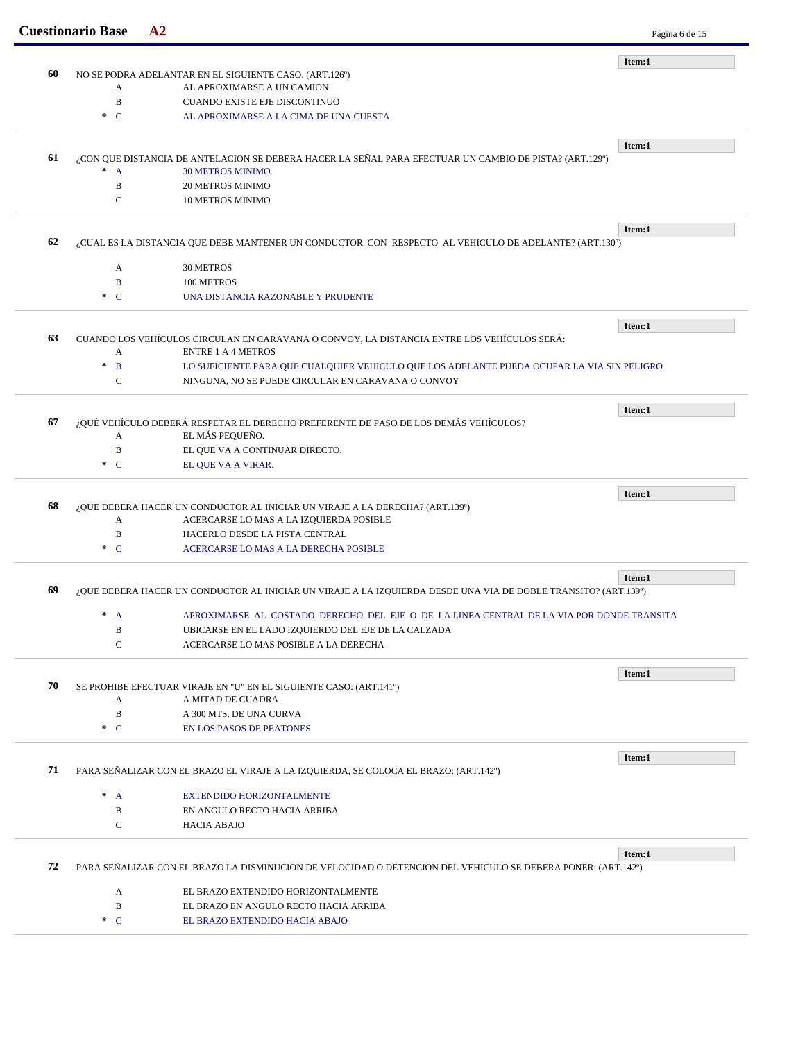Item:1

**60** NO SE PODRA ADELANTAR EN EL SIGUIENTE CASO: (ART.126º)

- A AL APROXIMARSE A UN CAMION
- B CUANDO EXISTE EJE DISCONTINUO
- * C AL APROXIMARSE A LA CIMA DE UNA CUESTA

Item:1

**61** ¿CON QUE DISTANCIA DE ANTELACION SE DEBERA HACER LA SEÑAL PARA EFECTUAR UN CAMBIO DE PISTA? (ART.129º)

- * A 30 METROS MINIMO
- B 20 METROS MINIMO
- C 10 METROS MINIMO

Item:1

**62** ¿CUAL ES LA DISTANCIA QUE DEBE MANTENER UN CONDUCTOR CON RESPECTO AL VEHICULO DE ADELANTE? (ART.130º)

- A 30 METROS
- B 100 METROS
- * C UNA DISTANCIA RAZONABLE Y PRUDENTE

Item:1

**63** CUANDO LOS VEHÍCULOS CIRCULAN EN CARAVANA O CONVOY, LA DISTANCIA ENTRE LOS VEHÍCULOS SERÁ:

- A ENTRE 1 A 4 METROS
- * B LO SUFICIENTE PARA QUE CUALQUIER VEHICULO QUE LOS ADELANTE PUEDA OCUPAR LA VIA SIN PELIGRO
- C NINGUNA, NO SE PUEDE CIRCULAR EN CARAVANA O CONVOY

Item:1

**67** ¿QUÉ VEHÍCULO DEBERÁ RESPETAR EL DERECHO PREFERENTE DE PASO DE LOS DEMÁS VEHÍCULOS?

- A EL MÁS PEQUEÑO.
- B EL QUE VA A CONTINUAR DIRECTO.
- * C EL QUE VA A VIRAR.

Item:1

**68** ¿QUE DEBERA HACER UN CONDUCTOR AL INICIAR UN VIRAJE A LA DERECHA? (ART.139º)

- A ACERCARSE LO MAS A LA IZQUIERDA POSIBLE
- B HACERLO DESDE LA PISTA CENTRAL
- * C ACERCARSE LO MAS A LA DERECHA POSIBLE

Item:1

**69** ¿QUE DEBERA HACER UN CONDUCTOR AL INICIAR UN VIRAJE A LA IZQUIERDA DESDE UNA VIA DE DOBLE TRANSITO? (ART.139º)

- * A APROXIMARSE AL COSTADO DERECHO DEL EJE O DE LA LINEA CENTRAL DE LA VIA POR DONDE TRANSITA
- B UBICARSE EN EL LADO IZQUIERDO DEL EJE DE LA CALZADA
- C ACERCARSE LO MAS POSIBLE A LA DERECHA

Item:1

**70** SE PROHIBE EFECTUAR VIRAJE EN "U" EN EL SIGUIENTE CASO: (ART.141º)

- A A MITAD DE CUADRA
- B A 300 MTS. DE UNA CURVA
- * C EN LOS PASOS DE PEATONES

Item:1

**71** PARA SEÑALIZAR CON EL BRAZO EL VIRAJE A LA IZQUIERDA, SE COLOCA EL BRAZO: (ART.142º)

- * A EXTENDIDO HORIZONTALMENTE
- B EN ANGULO RECTO HACIA ARRIBA
- C HACIA ABAJO

Item:1

**72** PARA SEÑALIZAR CON EL BRAZO LA DISMINUCION DE VELOCIDAD O DETENCION DEL VEHICULO SE DEBERA PONER: (ART.142º)

- A EL BRAZO EXTENDIDO HORIZONTALMENTE
- B EL BRAZO EN ANGULO RECTO HACIA ARRIBA
- * C EL BRAZO EXTENDIDO HACIA ABAJO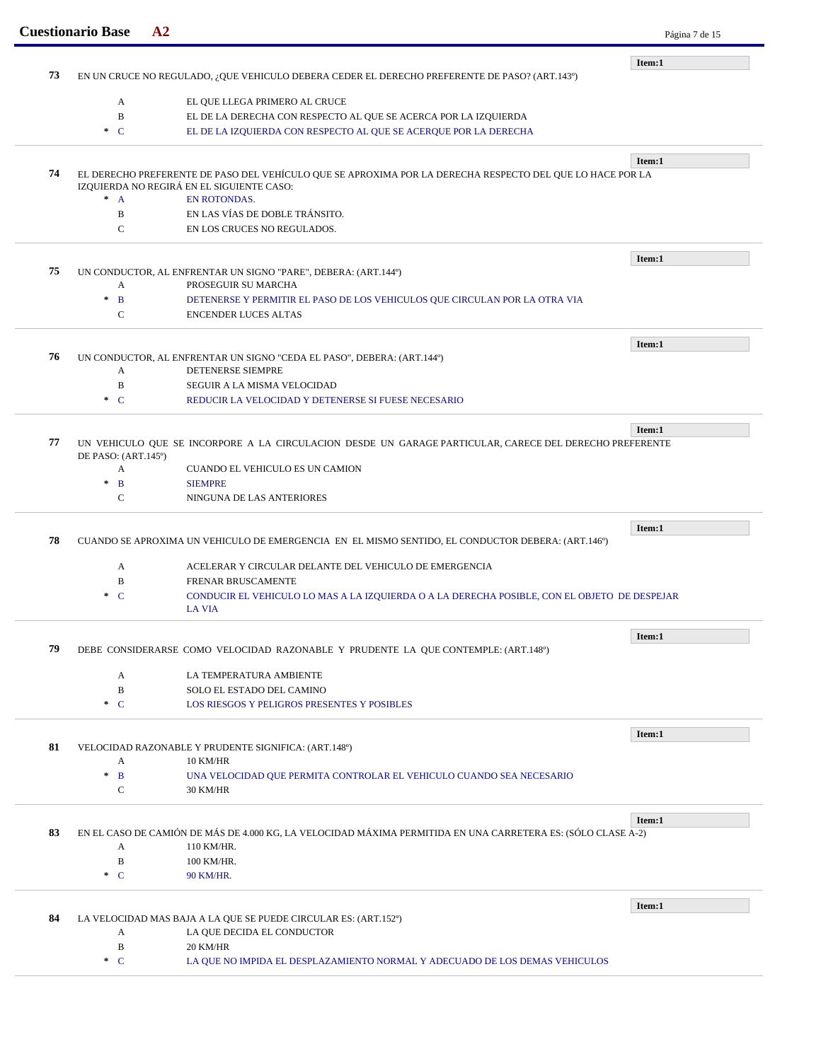Item:1

**73** EN UN CRUCE NO REGULADO, ¿QUE VEHICULO DEBERA CEDER EL DERECHO PREFERENTE DE PASO? (ART.143º)

- A EL QUE LLEGA PRIMERO AL CRUCE
- B EL DE LA DERECHA CON RESPECTO AL QUE SE ACERCA POR LA IZQUIERDA
- * C EL DE LA IZQUIERDA CON RESPECTO AL QUE SE ACERQUE POR LA DERECHA

---

Item:1

**74** EL DERECHO PREFERENTE DE PASO DEL VEHÍCULO QUE SE APROXIMA POR LA DERECHA RESPECTO DEL QUE LO HACE POR LA IZQUIERDA NO REGIRÁ EN EL SIGUIENTE CASO:

- * A EN ROTONDAS.
- B EN LAS VÍAS DE DOBLE TRÁNSITO.
- C EN LOS CRUCES NO REGULADOS.

---

Item:1

**75** UN CONDUCTOR, AL ENFRENTAR UN SIGNO "PARE", DEBERA: (ART.144º)

- A PROSEGUIR SU MARCHA
- * B DETENERSE Y PERMITIR EL PASO DE LOS VEHICULOS QUE CIRCULAN POR LA OTRA VIA
- C ENCENDER LUCES ALTAS

---

Item:1

**76** UN CONDUCTOR, AL ENFRENTAR UN SIGNO "CEDA EL PASO", DEBERA: (ART.144º)

- A DETENERSE SIEMPRE
- B SEGUIR A LA MISMA VELOCIDAD
- * C REDUCIR LA VELOCIDAD Y DETENERSE SI FUESE NECESARIO

---

Item:1

**77** UN VEHICULO QUE SE INCORPORE A LA CIRCULACION DESDE UN GARAGE PARTICULAR, CARECE DEL DERECHO PREFERENTE DE PASO: (ART.145º)

- A CUANDO EL VEHICULO ES UN CAMION
- * B SIEMPRE
- C NINGUNA DE LAS ANTERIORES

---

Item:1

**78** CUANDO SE APROXIMA UN VEHICULO DE EMERGENCIA EN EL MISMO SENTIDO, EL CONDUCTOR DEBERA: (ART.146º)

- A ACELERAR Y CIRCULAR DELANTE DEL VEHICULO DE EMERGENCIA
- B FRENAR BRUSCAMENTE
- * C CONDUCIR EL VEHICULO LO MAS A LA IZQUIERDA O A LA DERECHA POSIBLE, CON EL OBJETO DE DESPEJAR LA VIA

---

Item:1

**79** DEBE CONSIDERARSE COMO VELOCIDAD RAZONABLE Y PRUDENTE LA QUE CONTEMPLE: (ART.148º)

- A LA TEMPERATURA AMBIENTE
- B SOLO EL ESTADO DEL CAMINO
- * C LOS RIESGOS Y PELIGROS PRESENTES Y POSIBLES

---

Item:1

**81** VELOCIDAD RAZONABLE Y PRUDENTE SIGNIFICA: (ART.148º)

- A 10 KM/HR
- * B UNA VELOCIDAD QUE PERMITA CONTROLAR EL VEHICULO CUANDO SEA NECESARIO
- C 30 KM/HR

---

Item:1

**83** EN EL CASO DE CAMIÓN DE MÁS DE 4.000 KG, LA VELOCIDAD MÁXIMA PERMITIDA EN UNA CARRETERA ES: (SÓLO CLASE A-2)

- A 110 KM/HR.
- B 100 KM/HR.
- * C 90 KM/HR.

---

Item:1

**84** LA VELOCIDAD MAS BAJA A LA QUE SE PUEDE CIRCULAR ES: (ART.152º)

- A LA QUE DECIDA EL CONDUCTOR
- B 20 KM/HR
- * C LA QUE NO IMPIDA EL DESPLAZAMIENTO NORMAL Y ADECUADO DE LOS DEMAS VEHICULOS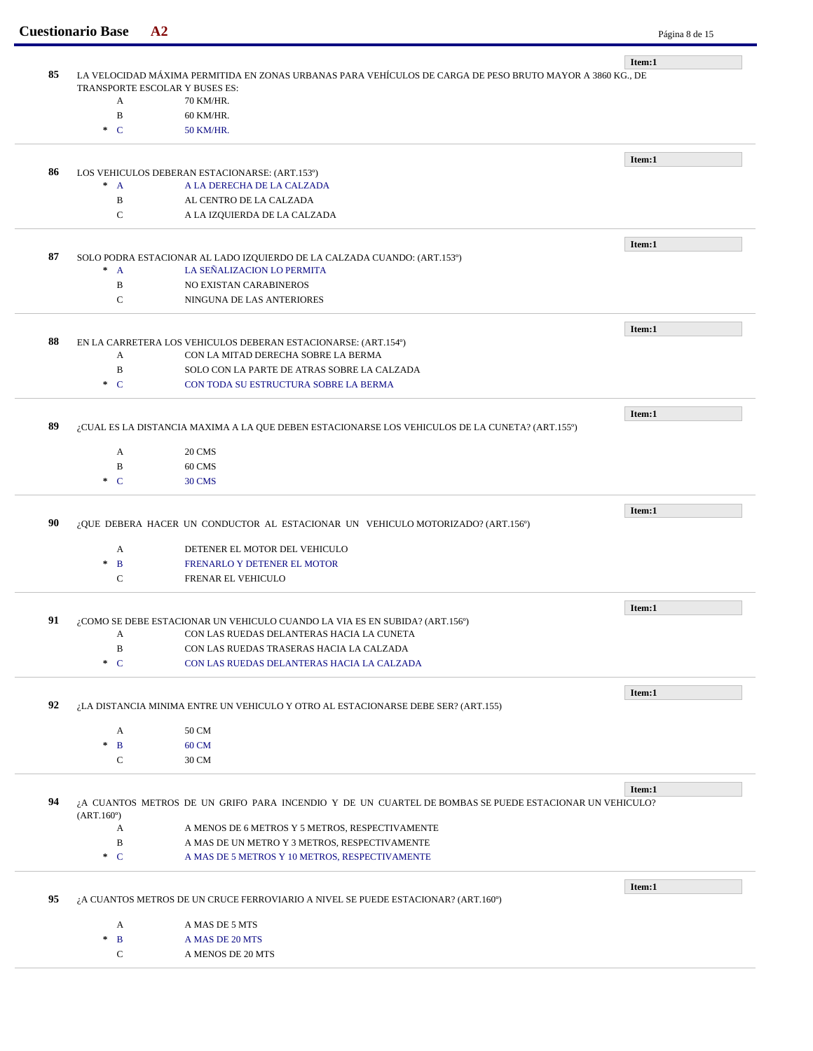**Item:1**

**85** LA VELOCIDAD MÁXIMA PERMITIDA EN ZONAS URBANAS PARA VEHÍCULOS DE CARGA DE PESO BRUTO MAYOR A 3860 KG., DE TRANSPORTE ESCOLAR Y BUSES ES:

- A 70 KM/HR.
- B 60 KM/HR.
- * C 50 KM/HR.

---

**Item:1**

**86** LOS VEHICULOS DEBERAN ESTACIONARSE: (ART.153º)

- * A A LA DERECHA DE LA CALZADA
- B AL CENTRO DE LA CALZADA
- C A LA IZQUIERDA DE LA CALZADA

---

**Item:1**

**87** SOLO PODRA ESTACIONAR AL LADO IZQUIERDO DE LA CALZADA CUANDO: (ART.153º)

- * A LA SEÑALIZACION LO PERMITA
- B NO EXISTAN CARABINEROS
- C NINGUNA DE LAS ANTERIORES

---

**Item:1**

**88** EN LA CARRETERA LOS VEHICULOS DEBERAN ESTACIONARSE: (ART.154º)

- A CON LA MITAD DERECHA SOBRE LA BERMA
- B SOLO CON LA PARTE DE ATRAS SOBRE LA CALZADA
- * C CON TODA SU ESTRUCTURA SOBRE LA BERMA

---

**Item:1**

**89** ¿CUAL ES LA DISTANCIA MAXIMA A LA QUE DEBEN ESTACIONARSE LOS VEHICULOS DE LA CUNETA? (ART.155º)

- A 20 CMS
- B 60 CMS
- * C 30 CMS

---

**Item:1**

**90** ¿QUE DEBERA HACER UN CONDUCTOR AL ESTACIONAR UN VEHICULO MOTORIZADO? (ART.156º)

- A DETENER EL MOTOR DEL VEHICULO
- * B FRENARLO Y DETENER EL MOTOR
- C FRENAR EL VEHICULO

---

**Item:1**

**91** ¿COMO SE DEBE ESTACIONAR UN VEHICULO CUANDO LA VIA ES EN SUBIDA? (ART.156º)

- A CON LAS RUEDAS DELANTERAS HACIA LA CUNETA
- B CON LAS RUEDAS TRASERAS HACIA LA CALZADA
- * C CON LAS RUEDAS DELANTERAS HACIA LA CALZADA

---

**Item:1**

**92** ¿LA DISTANCIA MINIMA ENTRE UN VEHICULO Y OTRO AL ESTACIONARSE DEBE SER? (ART.155)

- A 50 CM
- * B 60 CM
- C 30 CM

---

**Item:1**

**94** ¿A CUANTOS METROS DE UN GRIFO PARA INCENDIO Y DE UN CUARTEL DE BOMBAS SE PUEDE ESTACIONAR UN VEHICULO? (ART.160º)

- A A MENOS DE 6 METROS Y 5 METROS, RESPECTIVAMENTE
- B A MAS DE UN METRO Y 3 METROS, RESPECTIVAMENTE
- * C A MAS DE 5 METROS Y 10 METROS, RESPECTIVAMENTE

---

**Item:1**

**95** ¿A CUANTOS METROS DE UN CRUCE FERROVIARIO A NIVEL SE PUEDE ESTACIONAR? (ART.160º)

- A A MAS DE 5 MTS
- * B A MAS DE 20 MTS
- C A MENOS DE 20 MTS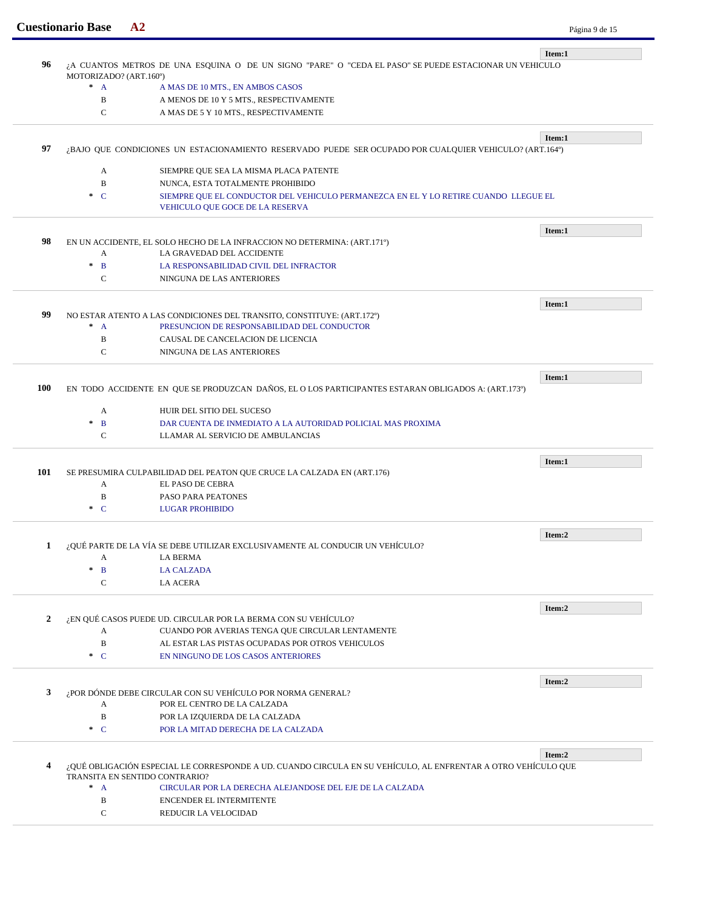**Item:1**

**96** ¿A CUANTOS METROS DE UNA ESQUINA O DE UN SIGNO "PARE" O "CEDA EL PASO" SE PUEDE ESTACIONAR UN VEHICULO MOTORIZADO? (ART.160º)

- * A — A MAS DE 10 MTS., EN AMBOS CASOS
- B — A MENOS DE 10 Y 5 MTS., RESPECTIVAMENTE
- C — A MAS DE 5 Y 10 MTS., RESPECTIVAMENTE

---

**Item:1**

**97** ¿BAJO QUE CONDICIONES UN ESTACIONAMIENTO RESERVADO PUEDE SER OCUPADO POR CUALQUIER VEHICULO? (ART.164º)

- A — SIEMPRE QUE SEA LA MISMA PLACA PATENTE
- B — NUNCA, ESTA TOTALMENTE PROHIBIDO
- * C — SIEMPRE QUE EL CONDUCTOR DEL VEHICULO PERMANEZCA EN EL Y LO RETIRE CUANDO LLEGUE EL VEHICULO QUE GOCE DE LA RESERVA

---

**Item:1**

**98** EN UN ACCIDENTE, EL SOLO HECHO DE LA INFRACCION NO DETERMINA: (ART.171º)

- A — LA GRAVEDAD DEL ACCIDENTE
- * B — LA RESPONSABILIDAD CIVIL DEL INFRACTOR
- C — NINGUNA DE LAS ANTERIORES

---

**Item:1**

**99** NO ESTAR ATENTO A LAS CONDICIONES DEL TRANSITO, CONSTITUYE: (ART.172º)

- * A — PRESUNCION DE RESPONSABILIDAD DEL CONDUCTOR
- B — CAUSAL DE CANCELACION DE LICENCIA
- C — NINGUNA DE LAS ANTERIORES

---

**Item:1**

**100** EN TODO ACCIDENTE EN QUE SE PRODUZCAN DAÑOS, EL O LOS PARTICIPANTES ESTARAN OBLIGADOS A: (ART.173º)

- A — HUIR DEL SITIO DEL SUCESO
- * B — DAR CUENTA DE INMEDIATO A LA AUTORIDAD POLICIAL MAS PROXIMA
- C — LLAMAR AL SERVICIO DE AMBULANCIAS

---

**Item:1**

**101** SE PRESUMIRA CULPABILIDAD DEL PEATON QUE CRUCE LA CALZADA EN (ART.176)

- A — EL PASO DE CEBRA
- B — PASO PARA PEATONES
- * C — LUGAR PROHIBIDO

---

**Item:2**

**1** ¿QUÉ PARTE DE LA VÍA SE DEBE UTILIZAR EXCLUSIVAMENTE AL CONDUCIR UN VEHÍCULO?

- A — LA BERMA
- * B — LA CALZADA
- C — LA ACERA

---

**Item:2**

**2** ¿EN QUÉ CASOS PUEDE UD. CIRCULAR POR LA BERMA CON SU VEHÍCULO?

- A — CUANDO POR AVERIAS TENGA QUE CIRCULAR LENTAMENTE
- B — AL ESTAR LAS PISTAS OCUPADAS POR OTROS VEHICULOS
- * C — EN NINGUNO DE LOS CASOS ANTERIORES

---

**Item:2**

**3** ¿POR DÓNDE DEBE CIRCULAR CON SU VEHÍCULO POR NORMA GENERAL?

- A — POR EL CENTRO DE LA CALZADA
- B — POR LA IZQUIERDA DE LA CALZADA
- * C — POR LA MITAD DERECHA DE LA CALZADA

---

**Item:2**

**4** ¿QUÉ OBLIGACIÓN ESPECIAL LE CORRESPONDE A UD. CUANDO CIRCULA EN SU VEHÍCULO, AL ENFRENTAR A OTRO VEHÍCULO QUE TRANSITA EN SENTIDO CONTRARIO?

- * A — CIRCULAR POR LA DERECHA ALEJANDOSE DEL EJE DE LA CALZADA
- B — ENCENDER EL INTERMITENTE
- C — REDUCIR LA VELOCIDAD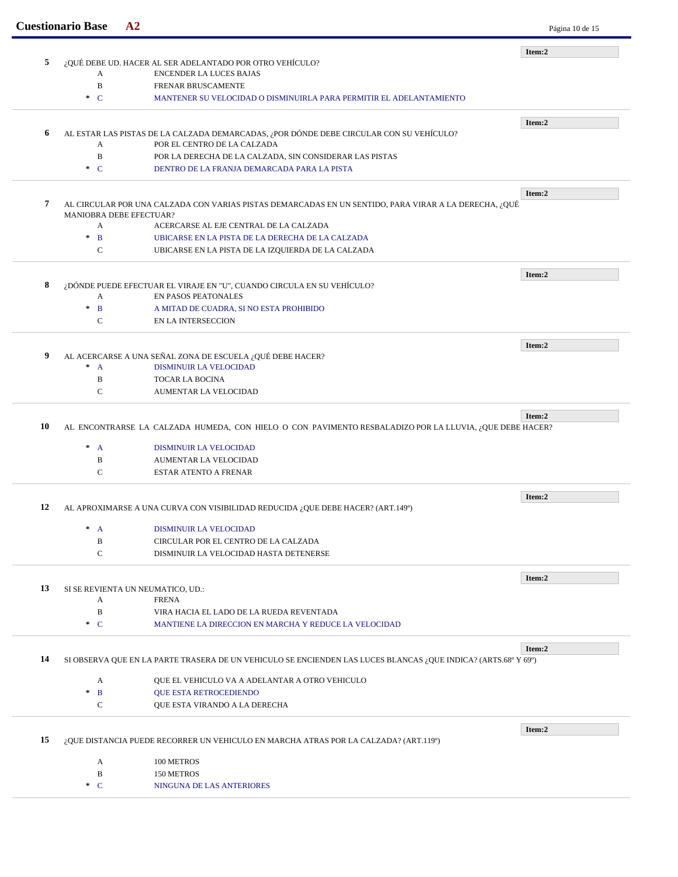**5** ¿QUÉ DEBE UD. HACER AL SER ADELANTADO POR OTRO VEHÍCULO? — Item:2

- A ENCENDER LA LUCES BAJAS
- B FRENAR BRUSCAMENTE
- * C MANTENER SU VELOCIDAD O DISMINUIRLA PARA PERMITIR EL ADELANTAMIENTO

---

**6** AL ESTAR LAS PISTAS DE LA CALZADA DEMARCADAS, ¿POR DÓNDE DEBE CIRCULAR CON SU VEHÍCULO? — Item:2

- A POR EL CENTRO DE LA CALZADA
- B POR LA DERECHA DE LA CALZADA, SIN CONSIDERAR LAS PISTAS
- * C DENTRO DE LA FRANJA DEMARCADA PARA LA PISTA

---

**7** AL CIRCULAR POR UNA CALZADA CON VARIAS PISTAS DEMARCADAS EN UN SENTIDO, PARA VIRAR A LA DERECHA, ¿QUÉ MANIOBRA DEBE EFECTUAR? — Item:2

- A ACERCARSE AL EJE CENTRAL DE LA CALZADA
- * B UBICARSE EN LA PISTA DE LA DERECHA DE LA CALZADA
- C UBICARSE EN LA PISTA DE LA IZQUIERDA DE LA CALZADA

---

**8** ¿DÓNDE PUEDE EFECTUAR EL VIRAJE EN "U", CUANDO CIRCULA EN SU VEHÍCULO? — Item:2

- A EN PASOS PEATONALES
- * B A MITAD DE CUADRA, SI NO ESTA PROHIBIDO
- C EN LA INTERSECCION

---

**9** AL ACERCARSE A UNA SEÑAL ZONA DE ESCUELA ¿QUÉ DEBE HACER? — Item:2

- * A DISMINUIR LA VELOCIDAD
- B TOCAR LA BOCINA
- C AUMENTAR LA VELOCIDAD

---

**10** AL ENCONTRARSE LA CALZADA HUMEDA, CON HIELO O CON PAVIMENTO RESBALADIZO POR LA LLUVIA, ¿QUE DEBE HACER? — Item:2

- * A DISMINUIR LA VELOCIDAD
- B AUMENTAR LA VELOCIDAD
- C ESTAR ATENTO A FRENAR

---

**12** AL APROXIMARSE A UNA CURVA CON VISIBILIDAD REDUCIDA ¿QUE DEBE HACER? (ART.149º) — Item:2

- * A DISMINUIR LA VELOCIDAD
- B CIRCULAR POR EL CENTRO DE LA CALZADA
- C DISMINUIR LA VELOCIDAD HASTA DETENERSE

---

**13** SI SE REVIENTA UN NEUMATICO, UD.: — Item:2

- A FRENA
- B VIRA HACIA EL LADO DE LA RUEDA REVENTADA
- * C MANTIENE LA DIRECCION EN MARCHA Y REDUCE LA VELOCIDAD

---

**14** SI OBSERVA QUE EN LA PARTE TRASERA DE UN VEHICULO SE ENCIENDEN LAS LUCES BLANCAS ¿QUE INDICA? (ARTS.68º Y 69º) — Item:2

- A QUE EL VEHICULO VA A ADELANTAR A OTRO VEHICULO
- * B QUE ESTA RETROCEDIENDO
- C QUE ESTA VIRANDO A LA DERECHA

---

**15** ¿QUE DISTANCIA PUEDE RECORRER UN VEHICULO EN MARCHA ATRAS POR LA CALZADA? (ART.119º) — Item:2

- A 100 METROS
- B 150 METROS
- * C NINGUNA DE LAS ANTERIORES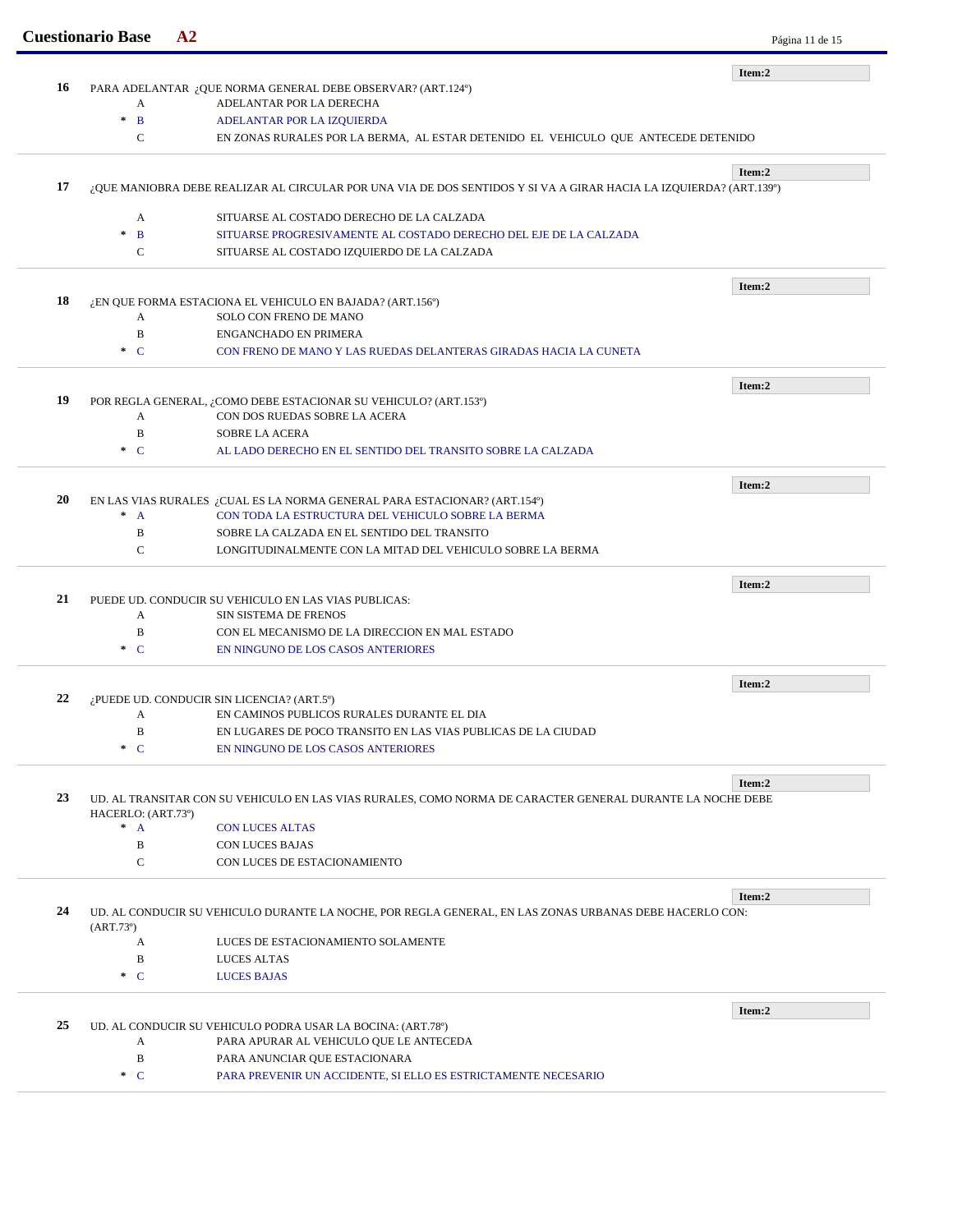**16** PARA ADELANTAR ¿QUE NORMA GENERAL DEBE OBSERVAR? (ART.124º)

Item:2

- A — ADELANTAR POR LA DERECHA
- \* B — ADELANTAR POR LA IZQUIERDA
- C — EN ZONAS RURALES POR LA BERMA, AL ESTAR DETENIDO EL VEHICULO QUE ANTECEDE DETENIDO

---

**17** ¿QUE MANIOBRA DEBE REALIZAR AL CIRCULAR POR UNA VIA DE DOS SENTIDOS Y SI VA A GIRAR HACIA LA IZQUIERDA? (ART.139º)

Item:2

- A — SITUARSE AL COSTADO DERECHO DE LA CALZADA
- \* B — SITUARSE PROGRESIVAMENTE AL COSTADO DERECHO DEL EJE DE LA CALZADA
- C — SITUARSE AL COSTADO IZQUIERDO DE LA CALZADA

---

**18** ¿EN QUE FORMA ESTACIONA EL VEHICULO EN BAJADA? (ART.156º)

Item:2

- A — SOLO CON FRENO DE MANO
- B — ENGANCHADO EN PRIMERA
- \* C — CON FRENO DE MANO Y LAS RUEDAS DELANTERAS GIRADAS HACIA LA CUNETA

---

**19** POR REGLA GENERAL, ¿COMO DEBE ESTACIONAR SU VEHICULO? (ART.153º)

Item:2

- A — CON DOS RUEDAS SOBRE LA ACERA
- B — SOBRE LA ACERA
- \* C — AL LADO DERECHO EN EL SENTIDO DEL TRANSITO SOBRE LA CALZADA

---

**20** EN LAS VIAS RURALES ¿CUAL ES LA NORMA GENERAL PARA ESTACIONAR? (ART.154º)

Item:2

- \* A — CON TODA LA ESTRUCTURA DEL VEHICULO SOBRE LA BERMA
- B — SOBRE LA CALZADA EN EL SENTIDO DEL TRANSITO
- C — LONGITUDINALMENTE CON LA MITAD DEL VEHICULO SOBRE LA BERMA

---

**21** PUEDE UD. CONDUCIR SU VEHICULO EN LAS VIAS PUBLICAS:

Item:2

- A — SIN SISTEMA DE FRENOS
- B — CON EL MECANISMO DE LA DIRECCION EN MAL ESTADO
- \* C — EN NINGUNO DE LOS CASOS ANTERIORES

---

**22** ¿PUEDE UD. CONDUCIR SIN LICENCIA? (ART.5º)

Item:2

- A — EN CAMINOS PUBLICOS RURALES DURANTE EL DIA
- B — EN LUGARES DE POCO TRANSITO EN LAS VIAS PUBLICAS DE LA CIUDAD
- \* C — EN NINGUNO DE LOS CASOS ANTERIORES

---

**23** UD. AL TRANSITAR CON SU VEHICULO EN LAS VIAS RURALES, COMO NORMA DE CARACTER GENERAL DURANTE LA NOCHE DEBE HACERLO: (ART.73º)

Item:2

- \* A — CON LUCES ALTAS
- B — CON LUCES BAJAS
- C — CON LUCES DE ESTACIONAMIENTO

---

**24** UD. AL CONDUCIR SU VEHICULO DURANTE LA NOCHE, POR REGLA GENERAL, EN LAS ZONAS URBANAS DEBE HACERLO CON: (ART.73º)

Item:2

- A — LUCES DE ESTACIONAMIENTO SOLAMENTE
- B — LUCES ALTAS
- \* C — LUCES BAJAS

---

**25** UD. AL CONDUCIR SU VEHICULO PODRA USAR LA BOCINA: (ART.78º)

Item:2

- A — PARA APURAR AL VEHICULO QUE LE ANTECEDA
- B — PARA ANUNCIAR QUE ESTACIONARA
- \* C — PARA PREVENIR UN ACCIDENTE, SI ELLO ES ESTRICTAMENTE NECESARIO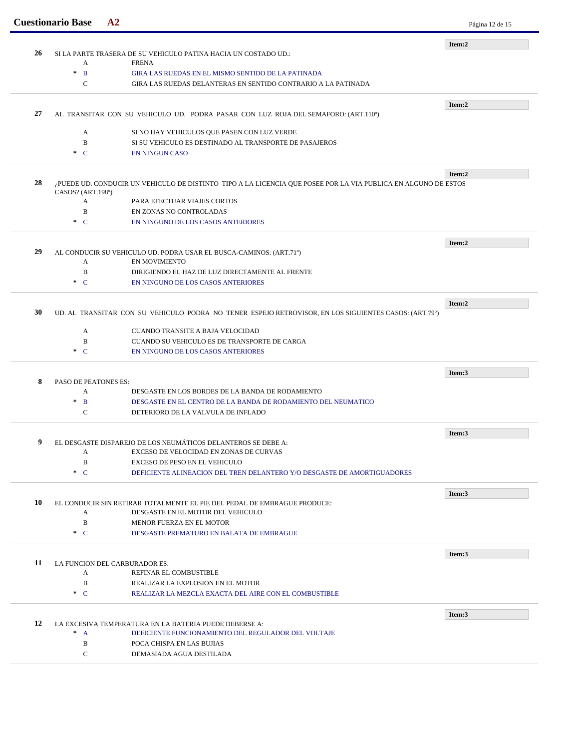**Item:2**

**26** SI LA PARTE TRASERA DE SU VEHICULO PATINA HACIA UN COSTADO UD.:

- A FRENA
- * B GIRA LAS RUEDAS EN EL MISMO SENTIDO DE LA PATINADA
- C GIRA LAS RUEDAS DELANTERAS EN SENTIDO CONTRARIO A LA PATINADA

---

**Item:2**

**27** AL TRANSITAR CON SU VEHICULO UD. PODRA PASAR CON LUZ ROJA DEL SEMAFORO: (ART.110º)

- A SI NO HAY VEHICULOS QUE PASEN CON LUZ VERDE
- B SI SU VEHICULO ES DESTINADO AL TRANSPORTE DE PASAJEROS
- * C EN NINGUN CASO

---

**Item:2**

**28** ¿PUEDE UD. CONDUCIR UN VEHICULO DE DISTINTO TIPO A LA LICENCIA QUE POSEE POR LA VIA PUBLICA EN ALGUNO DE ESTOS CASOS? (ART.198º)

- A PARA EFECTUAR VIAJES CORTOS
- B EN ZONAS NO CONTROLADAS
- * C EN NINGUNO DE LOS CASOS ANTERIORES

---

**Item:2**

**29** AL CONDUCIR SU VEHICULO UD. PODRA USAR EL BUSCA-CAMINOS: (ART.71º)

- A EN MOVIMIENTO
- B DIRIGIENDO EL HAZ DE LUZ DIRECTAMENTE AL FRENTE
- * C EN NINGUNO DE LOS CASOS ANTERIORES

---

**Item:2**

**30** UD. AL TRANSITAR CON SU VEHICULO PODRA NO TENER ESPEJO RETROVISOR, EN LOS SIGUIENTES CASOS: (ART.79º)

- A CUANDO TRANSITE A BAJA VELOCIDAD
- B CUANDO SU VEHICULO ES DE TRANSPORTE DE CARGA
- * C EN NINGUNO DE LOS CASOS ANTERIORES

---

**Item:3**

**8** PASO DE PEATONES ES:

- A DESGASTE EN LOS BORDES DE LA BANDA DE RODAMIENTO
- * B DESGASTE EN EL CENTRO DE LA BANDA DE RODAMIENTO DEL NEUMATICO
- C DETERIORO DE LA VALVULA DE INFLADO

---

**Item:3**

**9** EL DESGASTE DISPAREJO DE LOS NEUMÁTICOS DELANTEROS SE DEBE A:

- A EXCESO DE VELOCIDAD EN ZONAS DE CURVAS
- B EXCESO DE PESO EN EL VEHICULO
- * C DEFICIENTE ALINEACION DEL TREN DELANTERO Y/O DESGASTE DE AMORTIGUADORES

---

**Item:3**

**10** EL CONDUCIR SIN RETIRAR TOTALMENTE EL PIE DEL PEDAL DE EMBRAGUE PRODUCE:

- A DESGASTE EN EL MOTOR DEL VEHICULO
- B MENOR FUERZA EN EL MOTOR
- * C DESGASTE PREMATURO EN BALATA DE EMBRAGUE

---

**Item:3**

**11** LA FUNCION DEL CARBURADOR ES:

- A REFINAR EL COMBUSTIBLE
- B REALIZAR LA EXPLOSION EN EL MOTOR
- * C REALIZAR LA MEZCLA EXACTA DEL AIRE CON EL COMBUSTIBLE

---

**Item:3**

**12** LA EXCESIVA TEMPERATURA EN LA BATERIA PUEDE DEBERSE A:

- * A DEFICIENTE FUNCIONAMIENTO DEL REGULADOR DEL VOLTAJE
- B POCA CHISPA EN LAS BUJIAS
- C DEMASIADA AGUA DESTILADA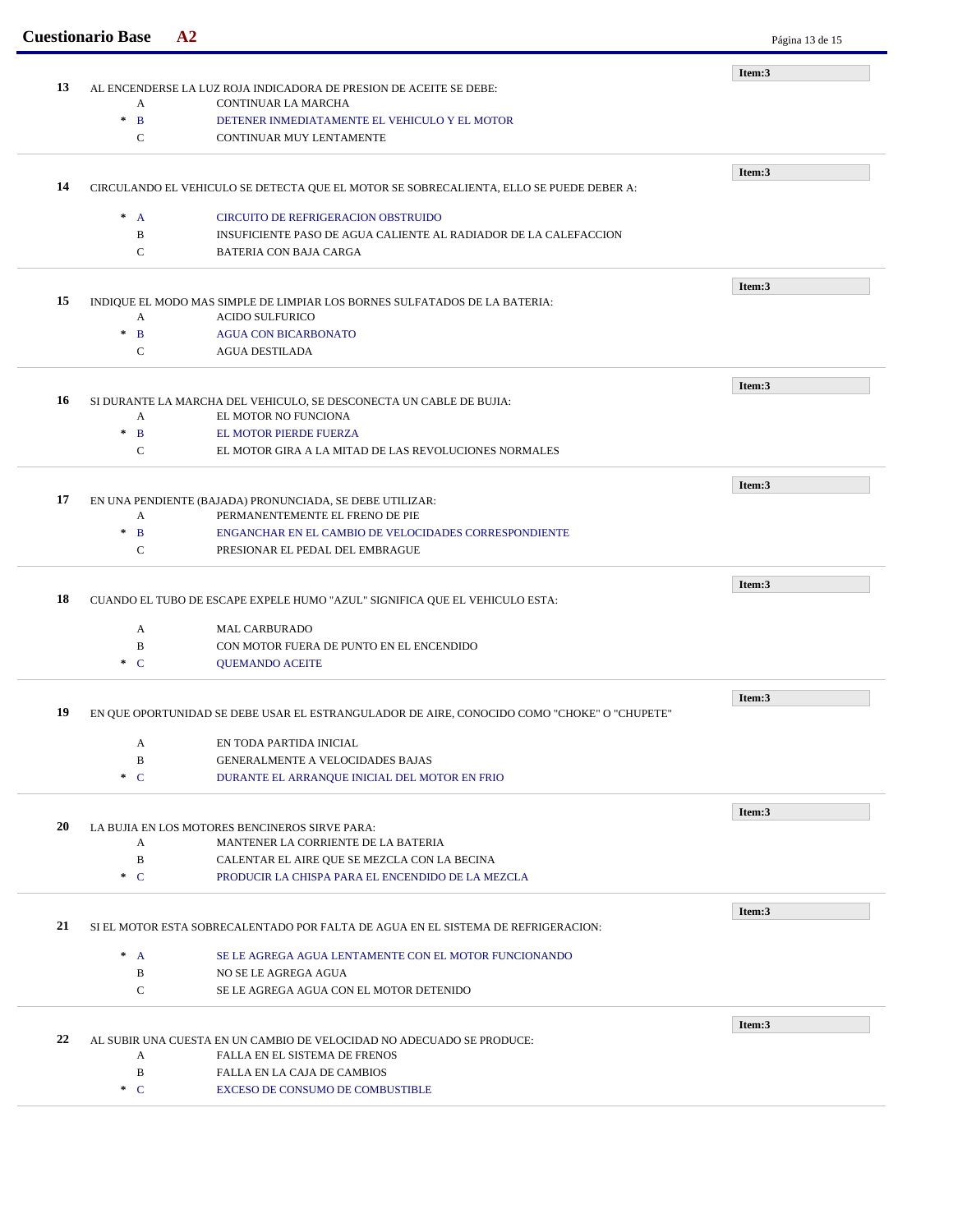**13** AL ENCENDERSE LA LUZ ROJA INDICADORA DE PRESION DE ACEITE SE DEBE:

**Item:3**

- A CONTINUAR LA MARCHA
- * B DETENER INMEDIATAMENTE EL VEHICULO Y EL MOTOR
- C CONTINUAR MUY LENTAMENTE

---

**14** CIRCULANDO EL VEHICULO SE DETECTA QUE EL MOTOR SE SOBRECALIENTA, ELLO SE PUEDE DEBER A:

**Item:3**

- * A CIRCUITO DE REFRIGERACION OBSTRUIDO
- B INSUFICIENTE PASO DE AGUA CALIENTE AL RADIADOR DE LA CALEFACCION
- C BATERIA CON BAJA CARGA

---

**15** INDIQUE EL MODO MAS SIMPLE DE LIMPIAR LOS BORNES SULFATADOS DE LA BATERIA:

**Item:3**

- A ACIDO SULFURICO
- * B AGUA CON BICARBONATO
- C AGUA DESTILADA

---

**16** SI DURANTE LA MARCHA DEL VEHICULO, SE DESCONECTA UN CABLE DE BUJIA:

**Item:3**

- A EL MOTOR NO FUNCIONA
- * B EL MOTOR PIERDE FUERZA
- C EL MOTOR GIRA A LA MITAD DE LAS REVOLUCIONES NORMALES

---

**17** EN UNA PENDIENTE (BAJADA) PRONUNCIADA, SE DEBE UTILIZAR:

**Item:3**

- A PERMANENTEMENTE EL FRENO DE PIE
- * B ENGANCHAR EN EL CAMBIO DE VELOCIDADES CORRESPONDIENTE
- C PRESIONAR EL PEDAL DEL EMBRAGUE

---

**18** CUANDO EL TUBO DE ESCAPE EXPELE HUMO "AZUL" SIGNIFICA QUE EL VEHICULO ESTA:

**Item:3**

- A MAL CARBURADO
- B CON MOTOR FUERA DE PUNTO EN EL ENCENDIDO
- * C QUEMANDO ACEITE

---

**19** EN QUE OPORTUNIDAD SE DEBE USAR EL ESTRANGULADOR DE AIRE, CONOCIDO COMO "CHOKE" O "CHUPETE"

**Item:3**

- A EN TODA PARTIDA INICIAL
- B GENERALMENTE A VELOCIDADES BAJAS
- * C DURANTE EL ARRANQUE INICIAL DEL MOTOR EN FRIO

---

**20** LA BUJIA EN LOS MOTORES BENCINEROS SIRVE PARA:

**Item:3**

- A MANTENER LA CORRIENTE DE LA BATERIA
- B CALENTAR EL AIRE QUE SE MEZCLA CON LA BECINA
- * C PRODUCIR LA CHISPA PARA EL ENCENDIDO DE LA MEZCLA

---

**21** SI EL MOTOR ESTA SOBRECALENTADO POR FALTA DE AGUA EN EL SISTEMA DE REFRIGERACION:

**Item:3**

- * A SE LE AGREGA AGUA LENTAMENTE CON EL MOTOR FUNCIONANDO
- B NO SE LE AGREGA AGUA
- C SE LE AGREGA AGUA CON EL MOTOR DETENIDO

---

**22** AL SUBIR UNA CUESTA EN UN CAMBIO DE VELOCIDAD NO ADECUADO SE PRODUCE:

**Item:3**

- A FALLA EN EL SISTEMA DE FRENOS
- B FALLA EN LA CAJA DE CAMBIOS
- * C EXCESO DE CONSUMO DE COMBUSTIBLE

---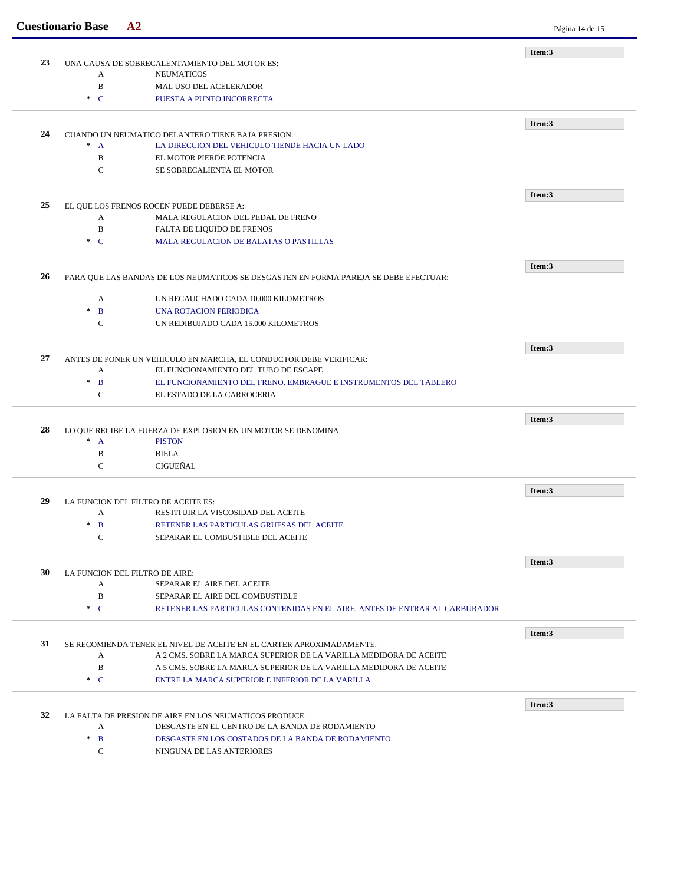**Item:3**

**23** UNA CAUSA DE SOBRECALENTAMIENTO DEL MOTOR ES:

- A NEUMATICOS
- B MAL USO DEL ACELERADOR
- * C PUESTA A PUNTO INCORRECTA

---

**Item:3**

**24** CUANDO UN NEUMATICO DELANTERO TIENE BAJA PRESION:

- * A LA DIRECCION DEL VEHICULO TIENDE HACIA UN LADO
- B EL MOTOR PIERDE POTENCIA
- C SE SOBRECALIENTA EL MOTOR

---

**Item:3**

**25** EL QUE LOS FRENOS ROCEN PUEDE DEBERSE A:

- A MALA REGULACION DEL PEDAL DE FRENO
- B FALTA DE LIQUIDO DE FRENOS
- * C MALA REGULACION DE BALATAS O PASTILLAS

---

**Item:3**

**26** PARA QUE LAS BANDAS DE LOS NEUMATICOS SE DESGASTEN EN FORMA PAREJA SE DEBE EFECTUAR:

- A UN RECAUCHADO CADA 10.000 KILOMETROS
- * B UNA ROTACION PERIODICA
- C UN REDIBUJADO CADA 15.000 KILOMETROS

---

**Item:3**

**27** ANTES DE PONER UN VEHICULO EN MARCHA, EL CONDUCTOR DEBE VERIFICAR:

- A EL FUNCIONAMIENTO DEL TUBO DE ESCAPE
- * B EL FUNCIONAMIENTO DEL FRENO, EMBRAGUE E INSTRUMENTOS DEL TABLERO
- C EL ESTADO DE LA CARROCERIA

---

**Item:3**

**28** LO QUE RECIBE LA FUERZA DE EXPLOSION EN UN MOTOR SE DENOMINA:

- * A PISTON
- B BIELA
- C CIGUEÑAL

---

**Item:3**

**29** LA FUNCION DEL FILTRO DE ACEITE ES:

- A RESTITUIR LA VISCOSIDAD DEL ACEITE
- * B RETENER LAS PARTICULAS GRUESAS DEL ACEITE
- C SEPARAR EL COMBUSTIBLE DEL ACEITE

---

**Item:3**

**30** LA FUNCION DEL FILTRO DE AIRE:

- A SEPARAR EL AIRE DEL ACEITE
- B SEPARAR EL AIRE DEL COMBUSTIBLE
- * C RETENER LAS PARTICULAS CONTENIDAS EN EL AIRE, ANTES DE ENTRAR AL CARBURADOR

---

**Item:3**

**31** SE RECOMIENDA TENER EL NIVEL DE ACEITE EN EL CARTER APROXIMADAMENTE:

- A A 2 CMS. SOBRE LA MARCA SUPERIOR DE LA VARILLA MEDIDORA DE ACEITE
- B A 5 CMS. SOBRE LA MARCA SUPERIOR DE LA VARILLA MEDIDORA DE ACEITE
- * C ENTRE LA MARCA SUPERIOR E INFERIOR DE LA VARILLA

---

**Item:3**

**32** LA FALTA DE PRESION DE AIRE EN LOS NEUMATICOS PRODUCE:

- A DESGASTE EN EL CENTRO DE LA BANDA DE RODAMIENTO
- * B DESGASTE EN LOS COSTADOS DE LA BANDA DE RODAMIENTO
- C NINGUNA DE LAS ANTERIORES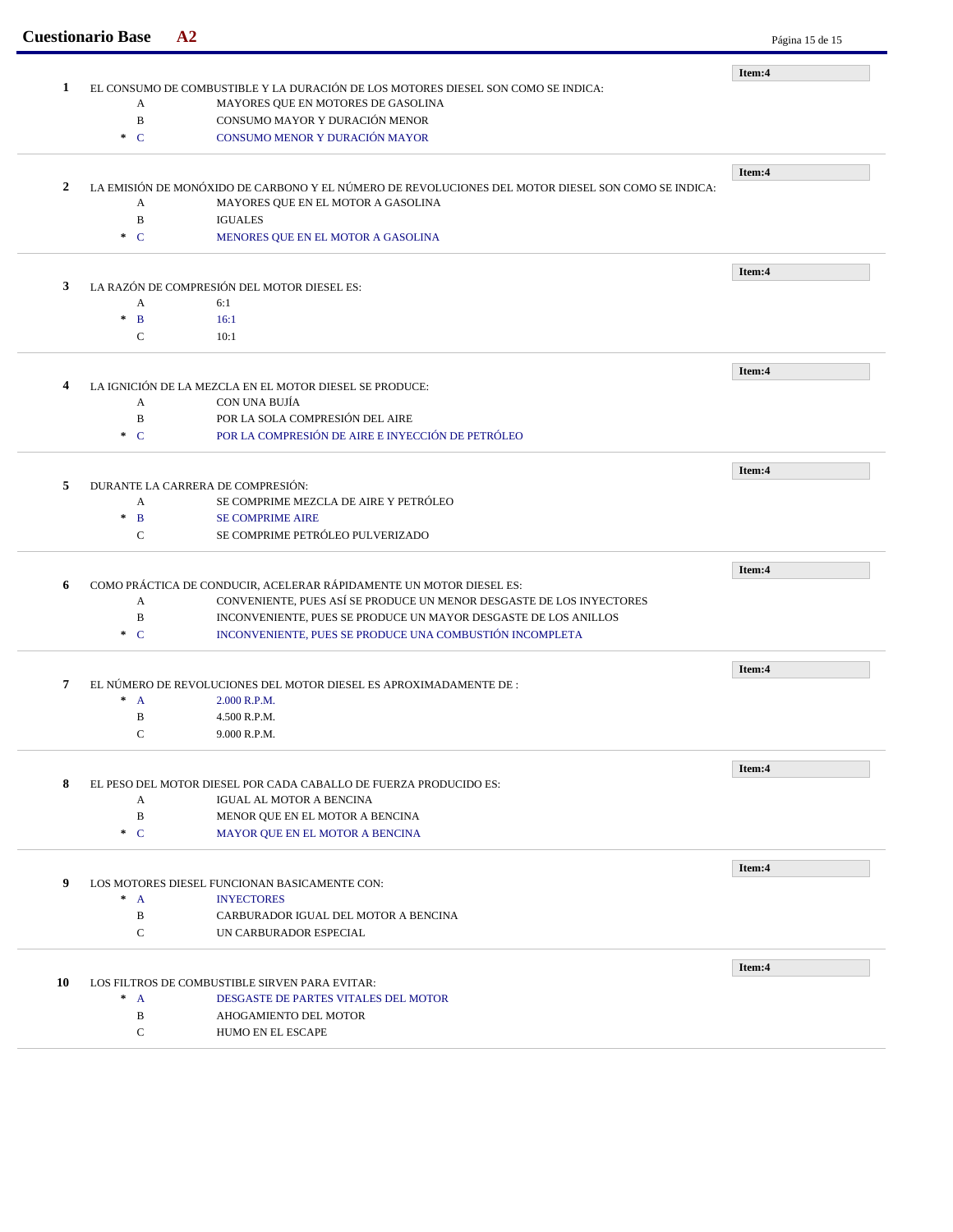**1** EL CONSUMO DE COMBUSTIBLE Y LA DURACIÓN DE LOS MOTORES DIESEL SON COMO SE INDICA: **Item:4**

- A MAYORES QUE EN MOTORES DE GASOLINA
- B CONSUMO MAYOR Y DURACIÓN MENOR
- * C CONSUMO MENOR Y DURACIÓN MAYOR

---

**2** LA EMISIÓN DE MONÓXIDO DE CARBONO Y EL NÚMERO DE REVOLUCIONES DEL MOTOR DIESEL SON COMO SE INDICA: **Item:4**

- A MAYORES QUE EN EL MOTOR A GASOLINA
- B IGUALES
- * C MENORES QUE EN EL MOTOR A GASOLINA

---

**3** LA RAZÓN DE COMPRESIÓN DEL MOTOR DIESEL ES: **Item:4**

- A 6:1
- * B 16:1
- C 10:1

---

**4** LA IGNICIÓN DE LA MEZCLA EN EL MOTOR DIESEL SE PRODUCE: **Item:4**

- A CON UNA BUJÍA
- B POR LA SOLA COMPRESIÓN DEL AIRE
- * C POR LA COMPRESIÓN DE AIRE E INYECCIÓN DE PETRÓLEO

---

**5** DURANTE LA CARRERA DE COMPRESIÓN: **Item:4**

- A SE COMPRIME MEZCLA DE AIRE Y PETRÓLEO
- * B SE COMPRIME AIRE
- C SE COMPRIME PETRÓLEO PULVERIZADO

---

**6** COMO PRÁCTICA DE CONDUCIR, ACELERAR RÁPIDAMENTE UN MOTOR DIESEL ES: **Item:4**

- A CONVENIENTE, PUES ASÍ SE PRODUCE UN MENOR DESGASTE DE LOS INYECTORES
- B INCONVENIENTE, PUES SE PRODUCE UN MAYOR DESGASTE DE LOS ANILLOS
- * C INCONVENIENTE, PUES SE PRODUCE UNA COMBUSTIÓN INCOMPLETA

---

**7** EL NÚMERO DE REVOLUCIONES DEL MOTOR DIESEL ES APROXIMADAMENTE DE : **Item:4**

- * A 2.000 R.P.M.
- B 4.500 R.P.M.
- C 9.000 R.P.M.

---

**8** EL PESO DEL MOTOR DIESEL POR CADA CABALLO DE FUERZA PRODUCIDO ES: **Item:4**

- A IGUAL AL MOTOR A BENCINA
- B MENOR QUE EN EL MOTOR A BENCINA
- * C MAYOR QUE EN EL MOTOR A BENCINA

---

**9** LOS MOTORES DIESEL FUNCIONAN BASICAMENTE CON: **Item:4**

- * A INYECTORES
- B CARBURADOR IGUAL DEL MOTOR A BENCINA
- C UN CARBURADOR ESPECIAL

---

**10** LOS FILTROS DE COMBUSTIBLE SIRVEN PARA EVITAR: **Item:4**

- * A DESGASTE DE PARTES VITALES DEL MOTOR
- B AHOGAMIENTO DEL MOTOR
- C HUMO EN EL ESCAPE